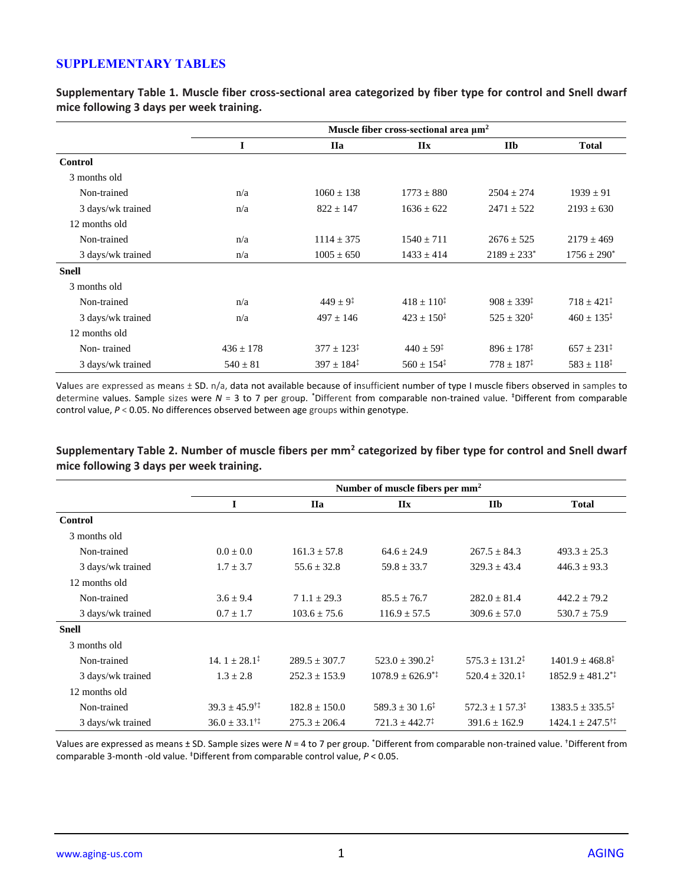## SUPPLEMENTARY TABLES

**Supplementary Table 1. Muscle fiber cross-sectional area categorized by fiber type for control and Snell dwarf mice following 3 days per week training.**

| | Muscle fiber cross-sectional area µm$^2$ | | | | |
|---|---|---|---|---|---|
| | I | IIa | IIx | IIb | Total |
| **Control** | | | | | |
| 3 months old | | | | | |
| Non-trained | n/a | 1060 ± 138 | 1773 ± 880 | 2504 ± 274 | 1939 ± 91 |
| 3 days/wk trained | n/a | 822 ± 147 | 1636 ± 622 | 2471 ± 522 | 2193 ± 630 |
| 12 months old | | | | | |
| Non-trained | n/a | 1114 ± 375 | 1540 ± 711 | 2676 ± 525 | 2179 ± 469 |
| 3 days/wk trained | n/a | 1005 ± 650 | 1433 ± 414 | 2189 ± 233* | 1756 ± 290* |
| **Snell** | | | | | |
| 3 months old | | | | | |
| Non-trained | n/a | 449 ± 9‡ | 418 ± 110‡ | 908 ± 339‡ | 718 ± 421‡ |
| 3 days/wk trained | n/a | 497 ± 146 | 423 ± 150‡ | 525 ± 320‡ | 460 ± 135‡ |
| 12 months old | | | | | |
| Non- trained | 436 ± 178 | 377 ± 123‡ | 440 ± 59‡ | 896 ± 178‡ | 657 ± 231‡ |
| 3 days/wk trained | 540 ± 81 | 397 ± 184‡ | 560 ± 154‡ | 778 ± 187‡ | 583 ± 118‡ |

Values are expressed as means ± SD. n/a, data not available because of insufficient number of type I muscle fibers observed in samples to determine values. Sample sizes were $N$ = 3 to 7 per group. *Different from comparable non-trained value. ‡Different from comparable control value, $P < 0.05$. No differences observed between age groups within genotype.

**Supplementary Table 2. Number of muscle fibers per mm$^2$ categorized by fiber type for control and Snell dwarf mice following 3 days per week training.**

| | Number of muscle fibers per mm$^2$ | | | | |
|---|---|---|---|---|---|
| | I | IIa | IIx | IIb | Total |
| **Control** | | | | | |
| 3 months old | | | | | |
| Non-trained | 0.0 ± 0.0 | 161.3 ± 57.8 | 64.6 ± 24.9 | 267.5 ± 84.3 | 493.3 ± 25.3 |
| 3 days/wk trained | 1.7 ± 3.7 | 55.6 ± 32.8 | 59.8 ± 33.7 | 329.3 ± 43.4 | 446.3 ± 93.3 |
| 12 months old | | | | | |
| Non-trained | 3.6 ± 9.4 | 7 1.1 ± 29.3 | 85.5 ± 76.7 | 282.0 ± 81.4 | 442.2 ± 79.2 |
| 3 days/wk trained | 0.7 ± 1.7 | 103.6 ± 75.6 | 116.9 ± 57.5 | 309.6 ± 57.0 | 530.7 ± 75.9 |
| **Snell** | | | | | |
| 3 months old | | | | | |
| Non-trained | 14. 1 ± 28.1‡ | 289.5 ± 307.7 | 523.0 ± 390.2‡ | 575.3 ± 131.2‡ | 1401.9 ± 468.8‡ |
| 3 days/wk trained | 1.3 ± 2.8 | 252.3 ± 153.9 | 1078.9 ± 626.9*‡ | 520.4 ± 320.1‡ | 1852.9 ± 481.2*‡ |
| 12 months old | | | | | |
| Non-trained | 39.3 ± 45.9†‡ | 182.8 ± 150.0 | 589.3 ± 30 1.6‡ | 572.3 ± 1 57.3‡ | 1383.5 ± 335.5‡ |
| 3 days/wk trained | 36.0 ± 33.1†‡ | 275.3 ± 206.4 | 721.3 ± 442.7‡ | 391.6 ± 162.9 | 1424.1 ± 247.5†‡ |

Values are expressed as means ± SD. Sample sizes were $N$ = 4 to 7 per group. *Different from comparable non-trained value. †Different from comparable 3-month -old value. ‡Different from comparable control value, $P < 0.05$.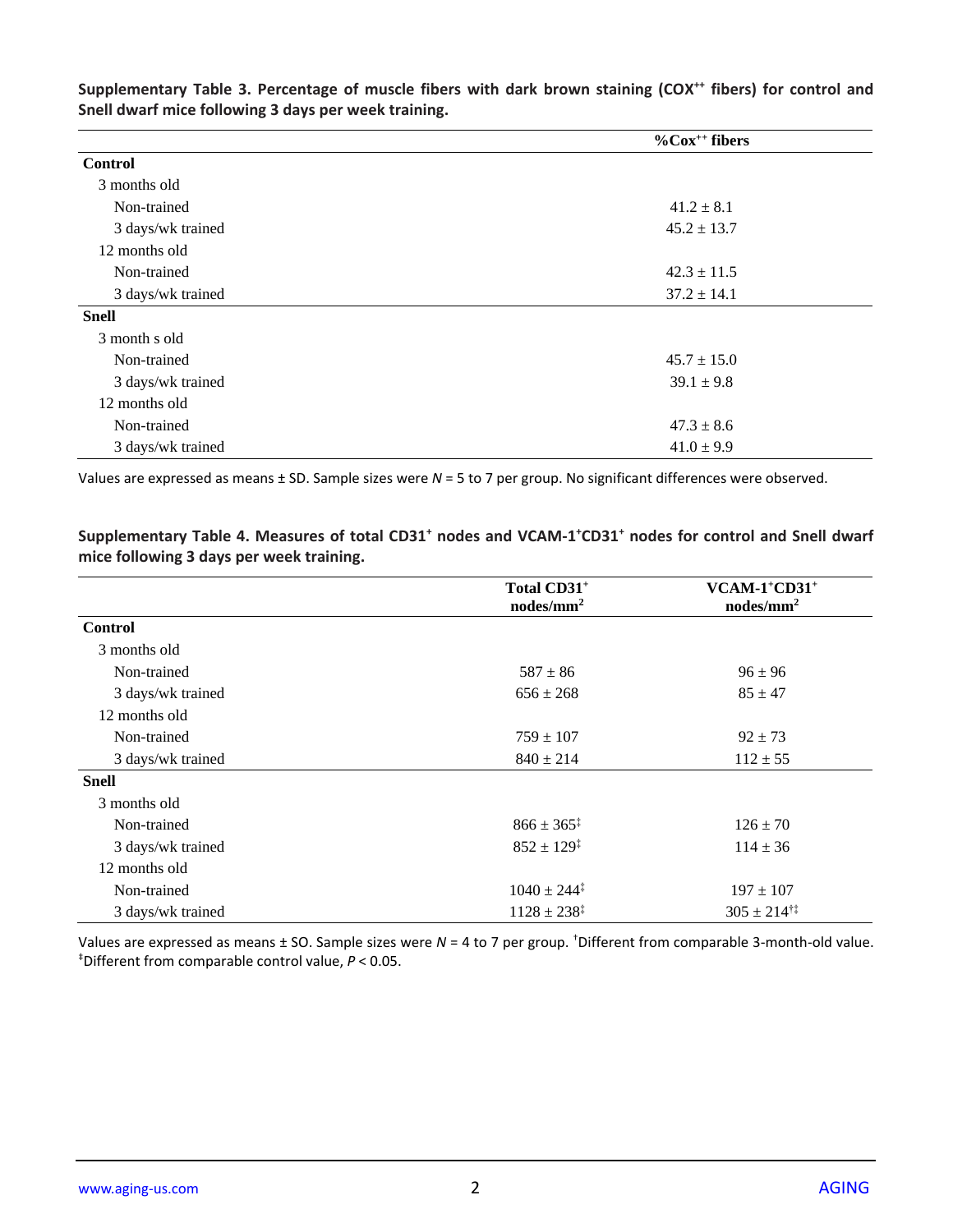**Supplementary Table 3. Percentage of muscle fibers with dark brown staining (COX$^{++}$ fibers) for control and Snell dwarf mice following 3 days per week training.**

| | %Cox$^{++}$ fibers |
|---|---|
| **Control** | |
| 3 months old | |
| Non-trained | 41.2 ± 8.1 |
| 3 days/wk trained | 45.2 ± 13.7 |
| 12 months old | |
| Non-trained | 42.3 ± 11.5 |
| 3 days/wk trained | 37.2 ± 14.1 |
| **Snell** | |
| 3 month s old | |
| Non-trained | 45.7 ± 15.0 |
| 3 days/wk trained | 39.1 ± 9.8 |
| 12 months old | |
| Non-trained | 47.3 ± 8.6 |
| 3 days/wk trained | 41.0 ± 9.9 |

Values are expressed as means ± SD. Sample sizes were *N* = 5 to 7 per group. No significant differences were observed.

**Supplementary Table 4. Measures of total CD31$^{+}$ nodes and VCAM-1$^{+}$CD31$^{+}$ nodes for control and Snell dwarf mice following 3 days per week training.**

| | Total CD31$^{+}$ nodes/mm$^{2}$ | VCAM-1$^{+}$CD31$^{+}$ nodes/mm$^{2}$ |
|---|---|---|
| **Control** | | |
| 3 months old | | |
| Non-trained | 587 ± 86 | 96 ± 96 |
| 3 days/wk trained | 656 ± 268 | 85 ± 47 |
| 12 months old | | |
| Non-trained | 759 ± 107 | 92 ± 73 |
| 3 days/wk trained | 840 ± 214 | 112 ± 55 |
| **Snell** | | |
| 3 months old | | |
| Non-trained | 866 ± 365$^{‡}$ | 126 ± 70 |
| 3 days/wk trained | 852 ± 129$^{‡}$ | 114 ± 36 |
| 12 months old | | |
| Non-trained | 1040 ± 244$^{‡}$ | 197 ± 107 |
| 3 days/wk trained | 1128 ± 238$^{‡}$ | 305 ± 214$^{†‡}$ |

Values are expressed as means ± SO. Sample sizes were *N* = 4 to 7 per group. $^{†}$Different from comparable 3-month-old value. $^{‡}$Different from comparable control value, $P < 0.05$.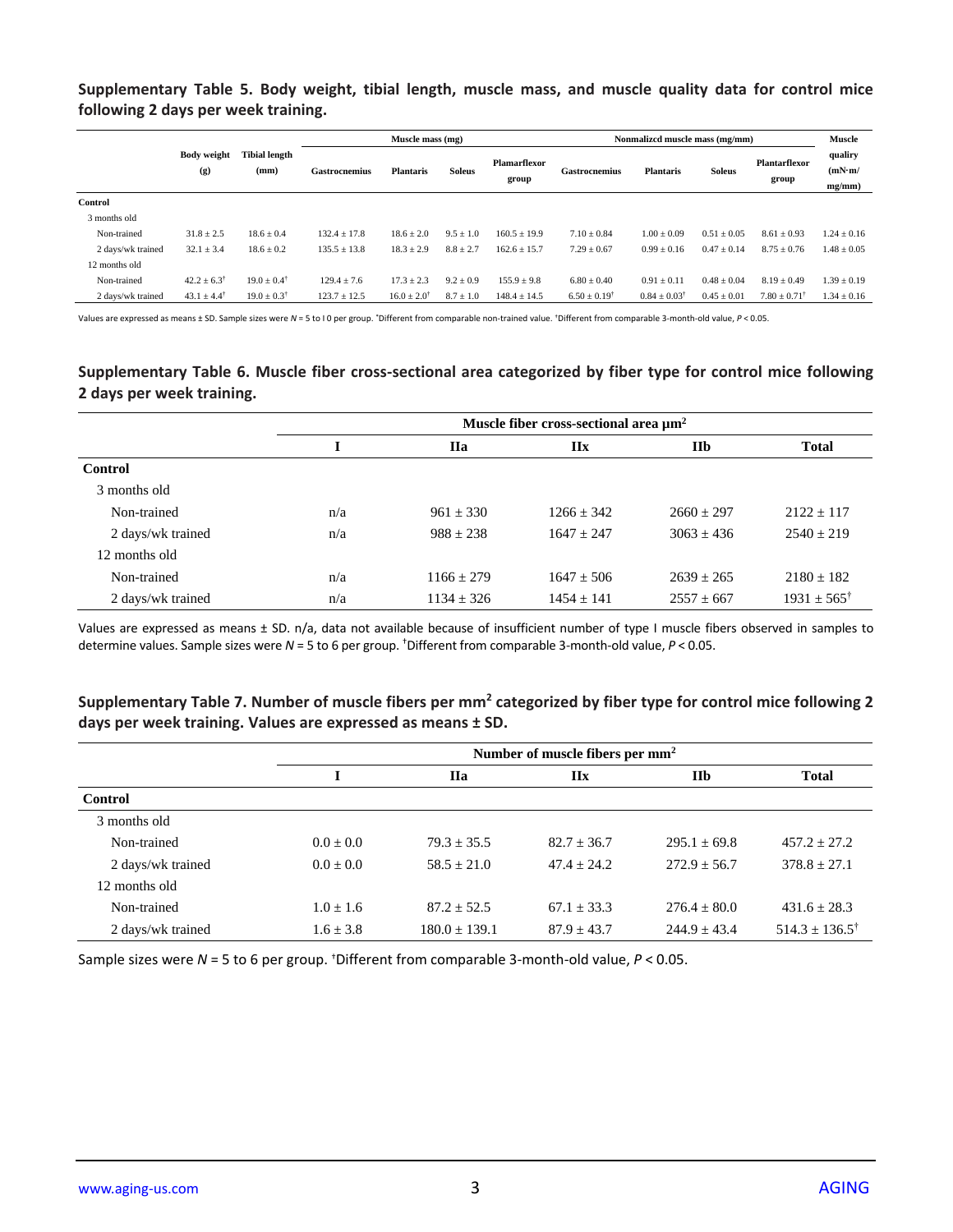**Supplementary Table 5. Body weight, tibial length, muscle mass, and muscle quality data for control mice following 2 days per week training.**

| | Body weight (g) | Tibial length (mm) | Muscle mass (mg) | | | | Nonmalizcd muscle mass (mg/mm) | | | | Muscle qualiry (mN·m/ mg/mm) |
|---|---|---|---|---|---|---|---|---|---|---|---|
| | | | Gastrocnemius | Plantaris | Soleus | Plamarflexor group | Gastrocnemius | Plantaris | Soleus | Plantarflexor group | |
| **Control** | | | | | | | | | | | |
| 3 months old | | | | | | | | | | | |
| Non-trained | 31.8 ± 2.5 | 18.6 ± 0.4 | 132.4 ± 17.8 | 18.6 ± 2.0 | 9.5 ± 1.0 | 160.5 ± 19.9 | 7.10 ± 0.84 | 1.00 ± 0.09 | 0.51 ± 0.05 | 8.61 ± 0.93 | 1.24 ± 0.16 |
| 2 days/wk trained | 32.1 ± 3.4 | 18.6 ± 0.2 | 135.5 ± 13.8 | 18.3 ± 2.9 | 8.8 ± 2.7 | 162.6 ± 15.7 | 7.29 ± 0.67 | 0.99 ± 0.16 | 0.47 ± 0.14 | 8.75 ± 0.76 | 1.48 ± 0.05 |
| 12 months old | | | | | | | | | | | |
| Non-trained | 42.2 ± 6.3[†] | 19.0 ± 0.4[†] | 129.4 ± 7.6 | 17.3 ± 2.3 | 9.2 ± 0.9 | 155.9 ± 9.8 | 6.80 ± 0.40 | 0.91 ± 0.11 | 0.48 ± 0.04 | 8.19 ± 0.49 | 1.39 ± 0.19 |
| 2 days/wk trained | 43.1 ± 4.4[†] | 19.0 ± 0.3[†] | 123.7 ± 12.5 | 16.0 ± 2.0[†] | 8.7 ± 1.0 | 148.4 ± 14.5 | 6.50 ± 0.19[†] | 0.84 ± 0.03[†] | 0.45 ± 0.01 | 7.80 ± 0.71[†] | 1.34 ± 0.16 |

Values are expressed as means ± SD. Sample sizes were *N* = 5 to I 0 per group. [*]Different from comparable non-trained value. [†]Different from comparable 3-month-old value, *P* < 0.05.

**Supplementary Table 6. Muscle fiber cross-sectional area categorized by fiber type for control mice following 2 days per week training.**

| | Muscle fiber cross-sectional area μm² | | | | |
|---|---|---|---|---|---|
| | I | IIa | IIx | IIb | Total |
| **Control** | | | | | |
| 3 months old | | | | | |
| Non-trained | n/a | 961 ± 330 | 1266 ± 342 | 2660 ± 297 | 2122 ± 117 |
| 2 days/wk trained | n/a | 988 ± 238 | 1647 ± 247 | 3063 ± 436 | 2540 ± 219 |
| 12 months old | | | | | |
| Non-trained | n/a | 1166 ± 279 | 1647 ± 506 | 2639 ± 265 | 2180 ± 182 |
| 2 days/wk trained | n/a | 1134 ± 326 | 1454 ± 141 | 2557 ± 667 | 1931 ± 565[†] |

Values are expressed as means ± SD. n/a, data not available because of insufficient number of type I muscle fibers observed in samples to determine values. Sample sizes were *N* = 5 to 6 per group. [†]Different from comparable 3-month-old value, *P* < 0.05.

**Supplementary Table 7. Number of muscle fibers per mm² categorized by fiber type for control mice following 2 days per week training. Values are expressed as means ± SD.**

| | Number of muscle fibers per mm² | | | | |
|---|---|---|---|---|---|
| | I | IIa | IIx | IIb | Total |
| **Control** | | | | | |
| 3 months old | | | | | |
| Non-trained | 0.0 ± 0.0 | 79.3 ± 35.5 | 82.7 ± 36.7 | 295.1 ± 69.8 | 457.2 ± 27.2 |
| 2 days/wk trained | 0.0 ± 0.0 | 58.5 ± 21.0 | 47.4 ± 24.2 | 272.9 ± 56.7 | 378.8 ± 27.1 |
| 12 months old | | | | | |
| Non-trained | 1.0 ± 1.6 | 87.2 ± 52.5 | 67.1 ± 33.3 | 276.4 ± 80.0 | 431.6 ± 28.3 |
| 2 days/wk trained | 1.6 ± 3.8 | 180.0 ± 139.1 | 87.9 ± 43.7 | 244.9 ± 43.4 | 514.3 ± 136.5[†] |

Sample sizes were *N* = 5 to 6 per group. [†]Different from comparable 3-month-old value, *P* < 0.05.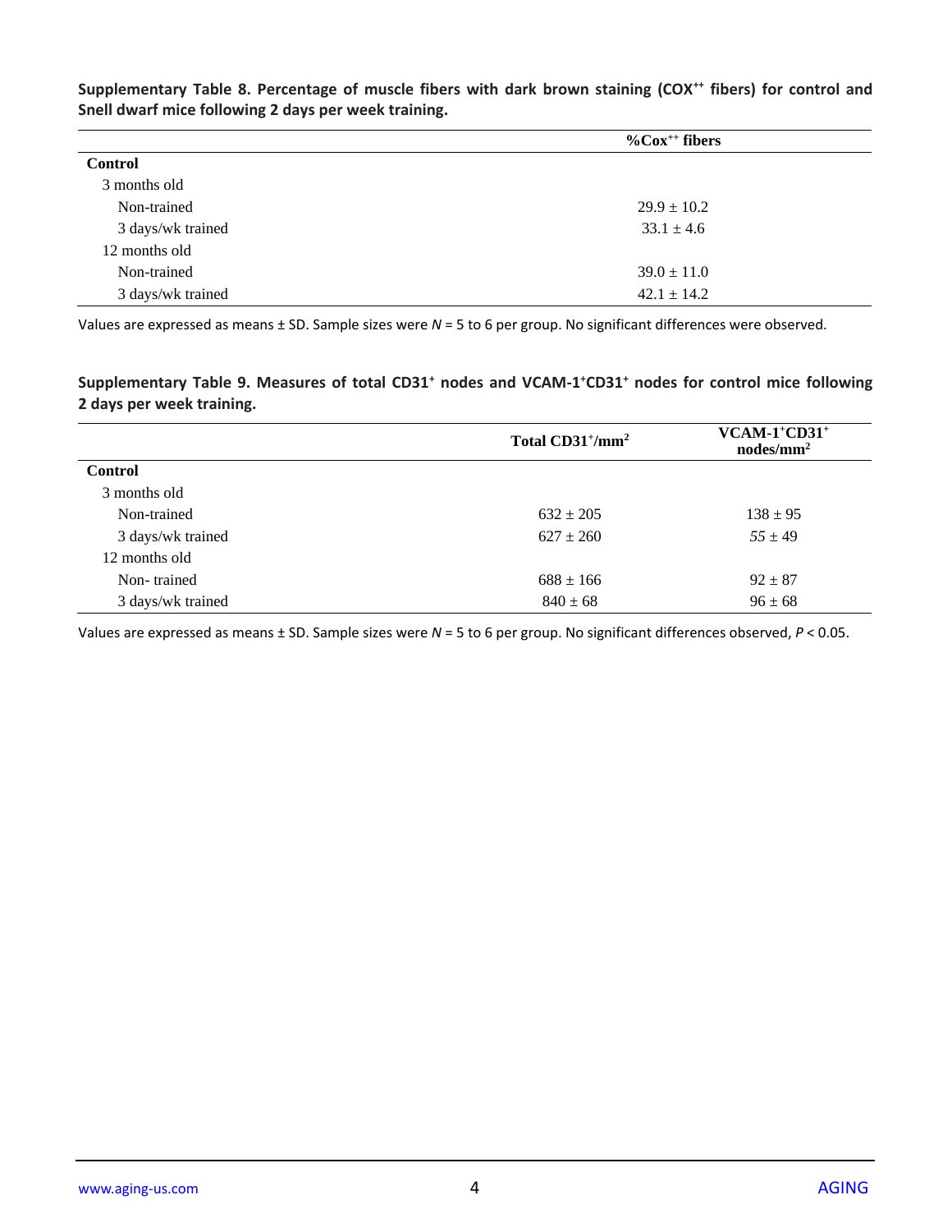**Supplementary Table 8. Percentage of muscle fibers with dark brown staining (COX$^{++}$ fibers) for control and Snell dwarf mice following 2 days per week training.**

| | %Cox$^{++}$ fibers |
|---|---|
| **Control** | |
| 3 months old | |
| Non-trained | 29.9 ± 10.2 |
| 3 days/wk trained | 33.1 ± 4.6 |
| 12 months old | |
| Non-trained | 39.0 ± 11.0 |
| 3 days/wk trained | 42.1 ± 14.2 |

Values are expressed as means ± SD. Sample sizes were *N* = 5 to 6 per group. No significant differences were observed.

**Supplementary Table 9. Measures of total CD31$^{+}$ nodes and VCAM-1$^{+}$CD31$^{+}$ nodes for control mice following 2 days per week training.**

| | Total CD31$^{+}$/mm$^{2}$ | VCAM-1$^{+}$CD31$^{+}$ nodes/mm$^{2}$ |
|---|---|---|
| **Control** | | |
| 3 months old | | |
| Non-trained | 632 ± 205 | 138 ± 95 |
| 3 days/wk trained | 627 ± 260 | 55 ± 49 |
| 12 months old | | |
| Non- trained | 688 ± 166 | 92 ± 87 |
| 3 days/wk trained | 840 ± 68 | 96 ± 68 |

Values are expressed as means ± SD. Sample sizes were *N* = 5 to 6 per group. No significant differences observed, $P < 0.05$.